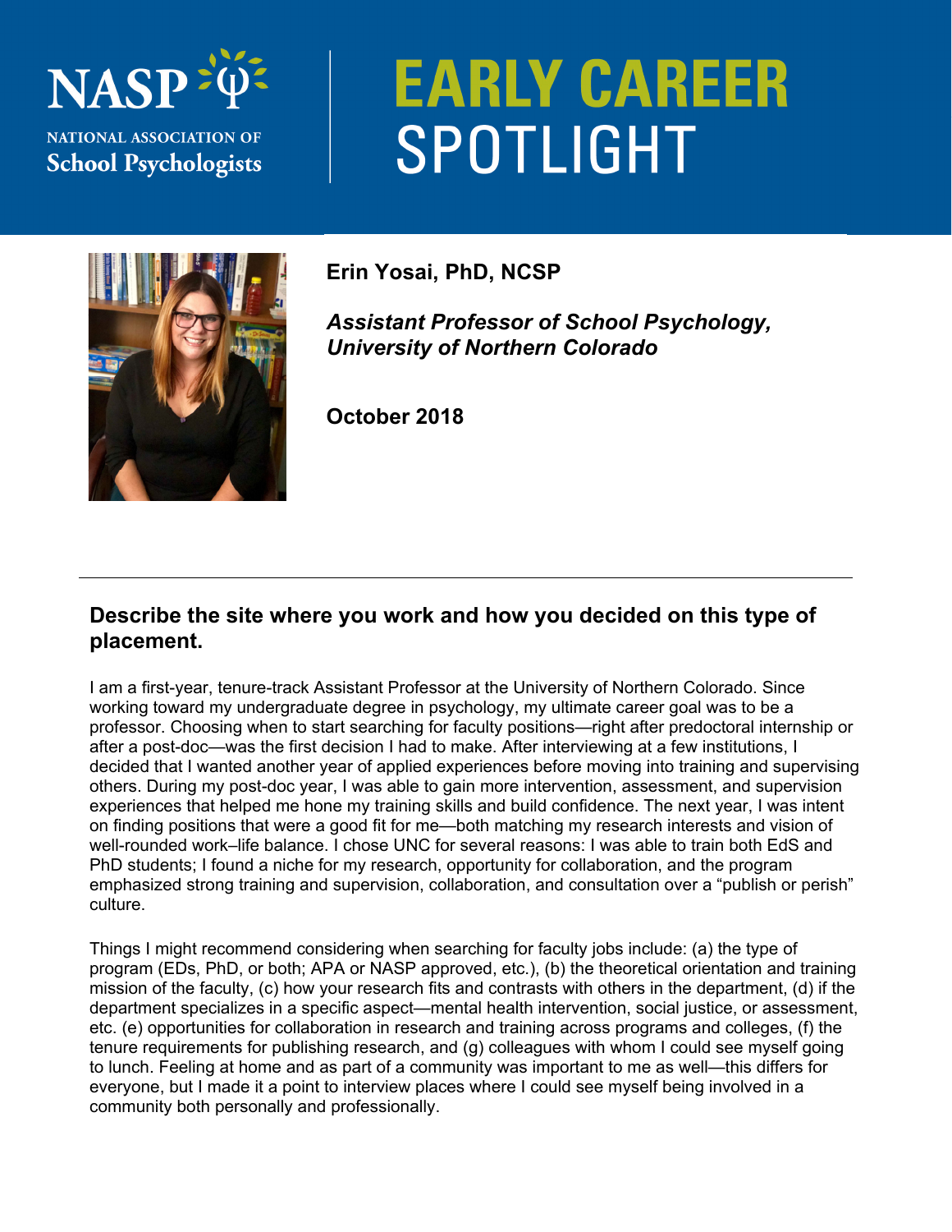NASP

NATIONAL ASSOCIATION OF
School Psychologists

# EARLY CAREER SPOTLIGHT

**Erin Yosai, PhD, NCSP**

***Assistant Professor of School Psychology, University of Northern Colorado***

**October 2018**

---

## Describe the site where you work and how you decided on this type of placement.

I am a first-year, tenure-track Assistant Professor at the University of Northern Colorado. Since working toward my undergraduate degree in psychology, my ultimate career goal was to be a professor. Choosing when to start searching for faculty positions—right after predoctoral internship or after a post-doc—was the first decision I had to make. After interviewing at a few institutions, I decided that I wanted another year of applied experiences before moving into training and supervising others. During my post-doc year, I was able to gain more intervention, assessment, and supervision experiences that helped me hone my training skills and build confidence. The next year, I was intent on finding positions that were a good fit for me—both matching my research interests and vision of well-rounded work–life balance. I chose UNC for several reasons: I was able to train both EdS and PhD students; I found a niche for my research, opportunity for collaboration, and the program emphasized strong training and supervision, collaboration, and consultation over a "publish or perish" culture.

Things I might recommend considering when searching for faculty jobs include: (a) the type of program (EDs, PhD, or both; APA or NASP approved, etc.), (b) the theoretical orientation and training mission of the faculty, (c) how your research fits and contrasts with others in the department, (d) if the department specializes in a specific aspect—mental health intervention, social justice, or assessment, etc. (e) opportunities for collaboration in research and training across programs and colleges, (f) the tenure requirements for publishing research, and (g) colleagues with whom I could see myself going to lunch. Feeling at home and as part of a community was important to me as well—this differs for everyone, but I made it a point to interview places where I could see myself being involved in a community both personally and professionally.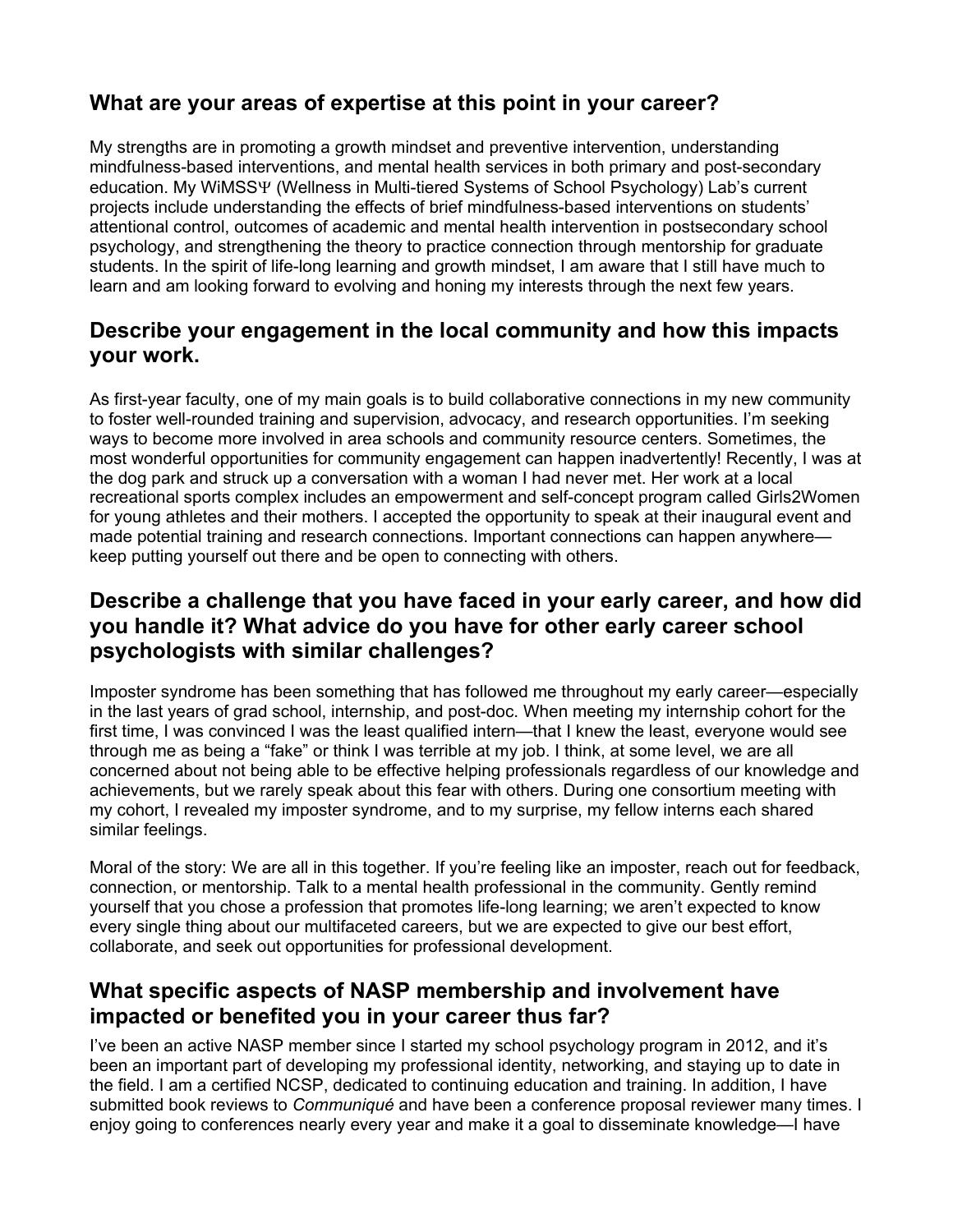## What are your areas of expertise at this point in your career?

My strengths are in promoting a growth mindset and preventive intervention, understanding mindfulness-based interventions, and mental health services in both primary and post-secondary education. My WiMSSΨ (Wellness in Multi-tiered Systems of School Psychology) Lab's current projects include understanding the effects of brief mindfulness-based interventions on students' attentional control, outcomes of academic and mental health intervention in postsecondary school psychology, and strengthening the theory to practice connection through mentorship for graduate students. In the spirit of life-long learning and growth mindset, I am aware that I still have much to learn and am looking forward to evolving and honing my interests through the next few years.

## Describe your engagement in the local community and how this impacts your work.

As first-year faculty, one of my main goals is to build collaborative connections in my new community to foster well-rounded training and supervision, advocacy, and research opportunities. I'm seeking ways to become more involved in area schools and community resource centers. Sometimes, the most wonderful opportunities for community engagement can happen inadvertently! Recently, I was at the dog park and struck up a conversation with a woman I had never met. Her work at a local recreational sports complex includes an empowerment and self-concept program called Girls2Women for young athletes and their mothers. I accepted the opportunity to speak at their inaugural event and made potential training and research connections. Important connections can happen anywhere—keep putting yourself out there and be open to connecting with others.

## Describe a challenge that you have faced in your early career, and how did you handle it? What advice do you have for other early career school psychologists with similar challenges?

Imposter syndrome has been something that has followed me throughout my early career—especially in the last years of grad school, internship, and post-doc. When meeting my internship cohort for the first time, I was convinced I was the least qualified intern—that I knew the least, everyone would see through me as being a "fake" or think I was terrible at my job. I think, at some level, we are all concerned about not being able to be effective helping professionals regardless of our knowledge and achievements, but we rarely speak about this fear with others. During one consortium meeting with my cohort, I revealed my imposter syndrome, and to my surprise, my fellow interns each shared similar feelings.

Moral of the story: We are all in this together. If you're feeling like an imposter, reach out for feedback, connection, or mentorship. Talk to a mental health professional in the community. Gently remind yourself that you chose a profession that promotes life-long learning; we aren't expected to know every single thing about our multifaceted careers, but we are expected to give our best effort, collaborate, and seek out opportunities for professional development.

## What specific aspects of NASP membership and involvement have impacted or benefited you in your career thus far?

I've been an active NASP member since I started my school psychology program in 2012, and it's been an important part of developing my professional identity, networking, and staying up to date in the field. I am a certified NCSP, dedicated to continuing education and training. In addition, I have submitted book reviews to *Communiqué* and have been a conference proposal reviewer many times. I enjoy going to conferences nearly every year and make it a goal to disseminate knowledge—I have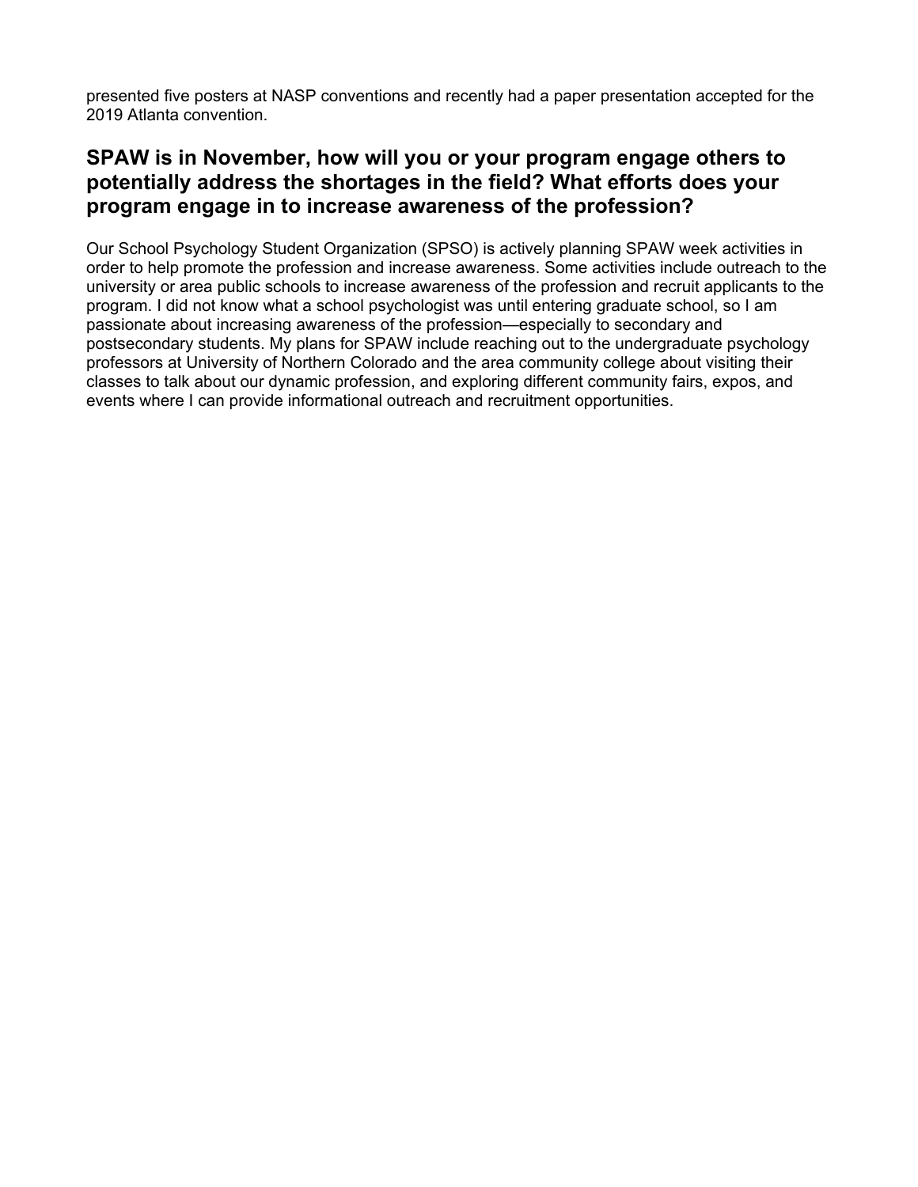presented five posters at NASP conventions and recently had a paper presentation accepted for the 2019 Atlanta convention.

## SPAW is in November, how will you or your program engage others to potentially address the shortages in the field? What efforts does your program engage in to increase awareness of the profession?

Our School Psychology Student Organization (SPSO) is actively planning SPAW week activities in order to help promote the profession and increase awareness. Some activities include outreach to the university or area public schools to increase awareness of the profession and recruit applicants to the program. I did not know what a school psychologist was until entering graduate school, so I am passionate about increasing awareness of the profession—especially to secondary and postsecondary students. My plans for SPAW include reaching out to the undergraduate psychology professors at University of Northern Colorado and the area community college about visiting their classes to talk about our dynamic profession, and exploring different community fairs, expos, and events where I can provide informational outreach and recruitment opportunities.